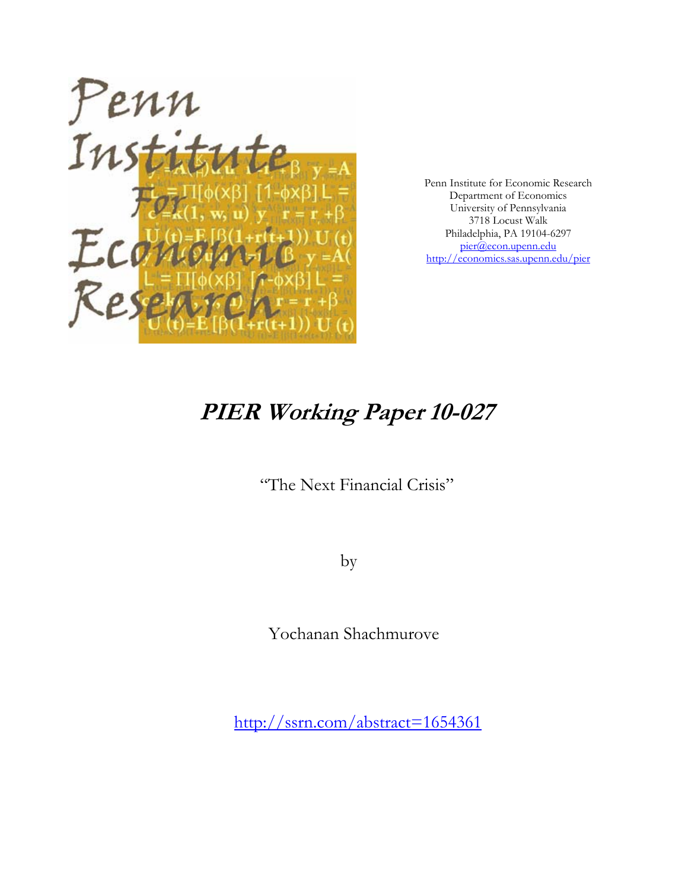Penn Institute for Economic Research
Department of Economics
University of Pennsylvania
3718 Locust Walk
Philadelphia, PA 19104-6297
pier@econ.upenn.edu
http://economics.sas.upenn.edu/pier

# *PIER Working Paper 10-027*

"The Next Financial Crisis"

by

Yochanan Shachmurove

http://ssrn.com/abstract=1654361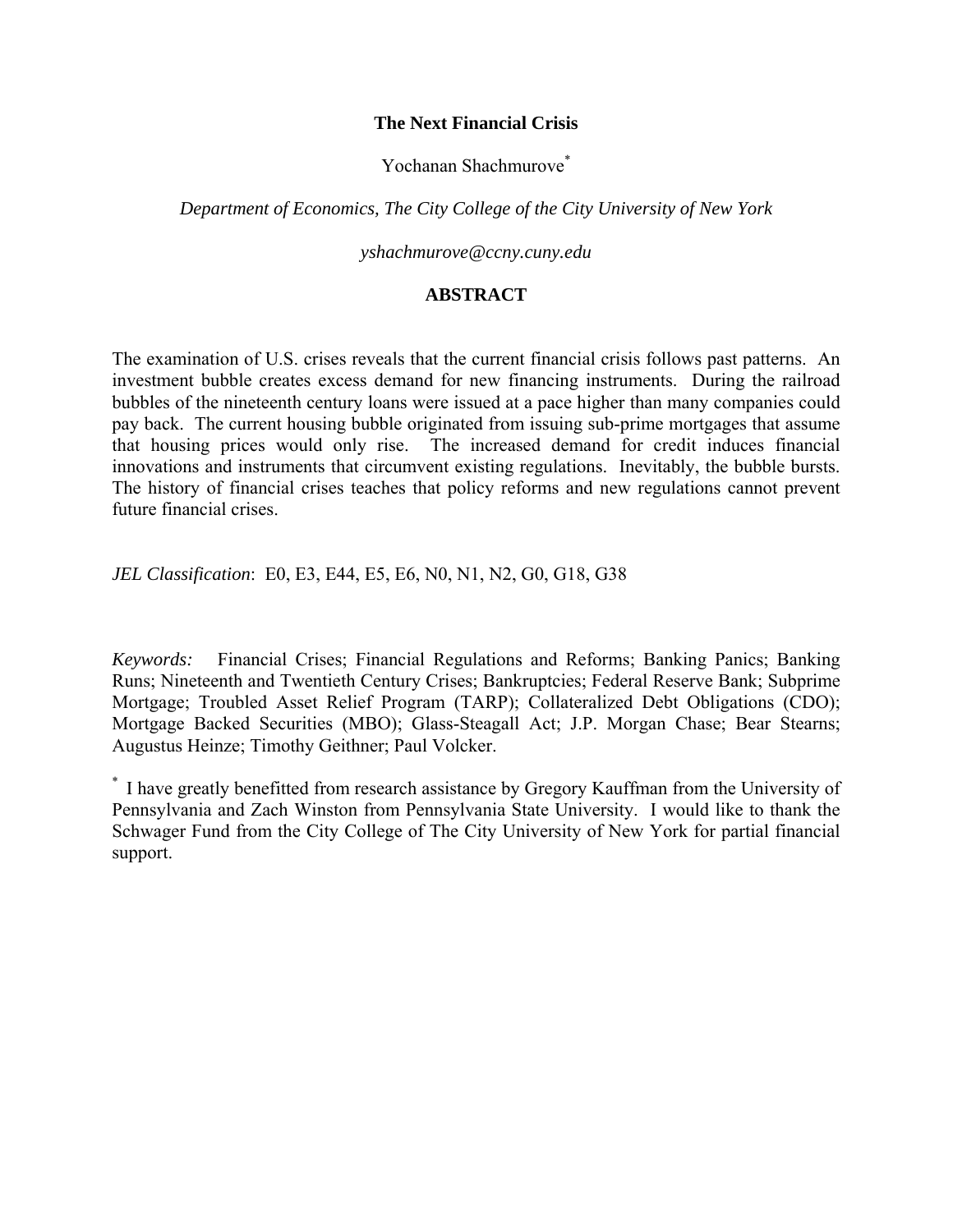# The Next Financial Crisis

Yochanan Shachmurove*

*Department of Economics, The City College of the City University of New York*

*yshachmurove@ccny.cuny.edu*

## ABSTRACT

The examination of U.S. crises reveals that the current financial crisis follows past patterns. An investment bubble creates excess demand for new financing instruments. During the railroad bubbles of the nineteenth century loans were issued at a pace higher than many companies could pay back. The current housing bubble originated from issuing sub-prime mortgages that assume that housing prices would only rise. The increased demand for credit induces financial innovations and instruments that circumvent existing regulations. Inevitably, the bubble bursts. The history of financial crises teaches that policy reforms and new regulations cannot prevent future financial crises.

*JEL Classification*: E0, E3, E44, E5, E6, N0, N1, N2, G0, G18, G38

*Keywords:* Financial Crises; Financial Regulations and Reforms; Banking Panics; Banking Runs; Nineteenth and Twentieth Century Crises; Bankruptcies; Federal Reserve Bank; Subprime Mortgage; Troubled Asset Relief Program (TARP); Collateralized Debt Obligations (CDO); Mortgage Backed Securities (MBO); Glass-Steagall Act; J.P. Morgan Chase; Bear Stearns; Augustus Heinze; Timothy Geithner; Paul Volcker.

* I have greatly benefitted from research assistance by Gregory Kauffman from the University of Pennsylvania and Zach Winston from Pennsylvania State University. I would like to thank the Schwager Fund from the City College of The City University of New York for partial financial support.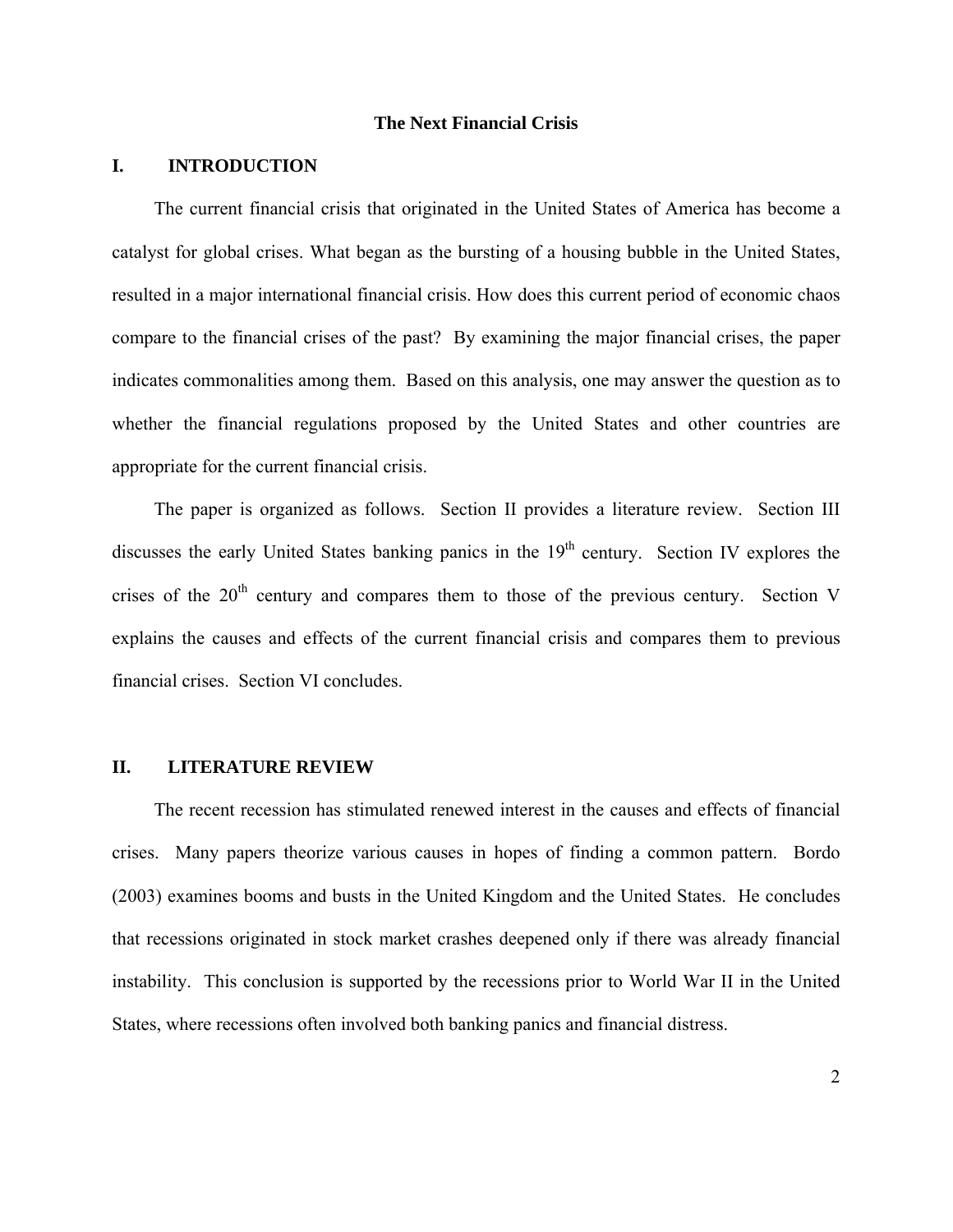# The Next Financial Crisis

## I. INTRODUCTION

The current financial crisis that originated in the United States of America has become a catalyst for global crises. What began as the bursting of a housing bubble in the United States, resulted in a major international financial crisis. How does this current period of economic chaos compare to the financial crises of the past? By examining the major financial crises, the paper indicates commonalities among them. Based on this analysis, one may answer the question as to whether the financial regulations proposed by the United States and other countries are appropriate for the current financial crisis.

The paper is organized as follows. Section II provides a literature review. Section III discusses the early United States banking panics in the 19th century. Section IV explores the crises of the 20th century and compares them to those of the previous century. Section V explains the causes and effects of the current financial crisis and compares them to previous financial crises. Section VI concludes.

## II. LITERATURE REVIEW

The recent recession has stimulated renewed interest in the causes and effects of financial crises. Many papers theorize various causes in hopes of finding a common pattern. Bordo (2003) examines booms and busts in the United Kingdom and the United States. He concludes that recessions originated in stock market crashes deepened only if there was already financial instability. This conclusion is supported by the recessions prior to World War II in the United States, where recessions often involved both banking panics and financial distress.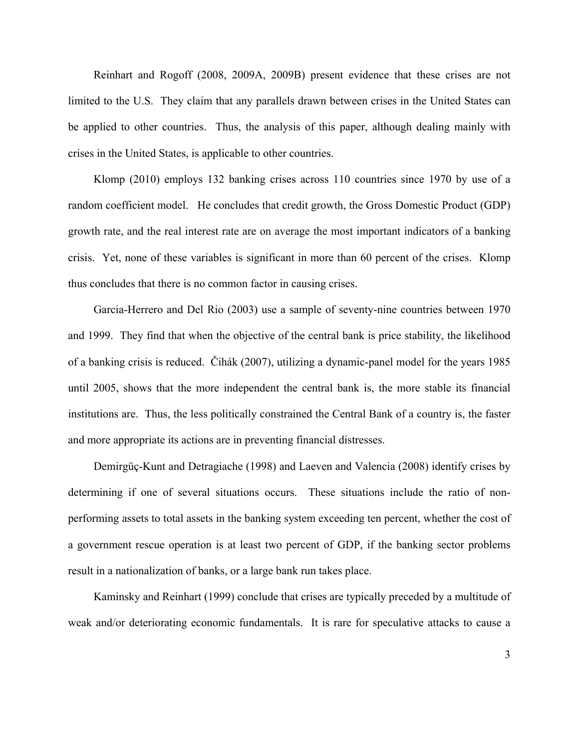Reinhart and Rogoff (2008, 2009A, 2009B) present evidence that these crises are not limited to the U.S. They claim that any parallels drawn between crises in the United States can be applied to other countries. Thus, the analysis of this paper, although dealing mainly with crises in the United States, is applicable to other countries.

Klomp (2010) employs 132 banking crises across 110 countries since 1970 by use of a random coefficient model. He concludes that credit growth, the Gross Domestic Product (GDP) growth rate, and the real interest rate are on average the most important indicators of a banking crisis. Yet, none of these variables is significant in more than 60 percent of the crises. Klomp thus concludes that there is no common factor in causing crises.

Garcia-Herrero and Del Rio (2003) use a sample of seventy-nine countries between 1970 and 1999. They find that when the objective of the central bank is price stability, the likelihood of a banking crisis is reduced. Čihák (2007), utilizing a dynamic-panel model for the years 1985 until 2005, shows that the more independent the central bank is, the more stable its financial institutions are. Thus, the less politically constrained the Central Bank of a country is, the faster and more appropriate its actions are in preventing financial distresses.

Demirgüç-Kunt and Detragiache (1998) and Laeven and Valencia (2008) identify crises by determining if one of several situations occurs. These situations include the ratio of non-performing assets to total assets in the banking system exceeding ten percent, whether the cost of a government rescue operation is at least two percent of GDP, if the banking sector problems result in a nationalization of banks, or a large bank run takes place.

Kaminsky and Reinhart (1999) conclude that crises are typically preceded by a multitude of weak and/or deteriorating economic fundamentals. It is rare for speculative attacks to cause a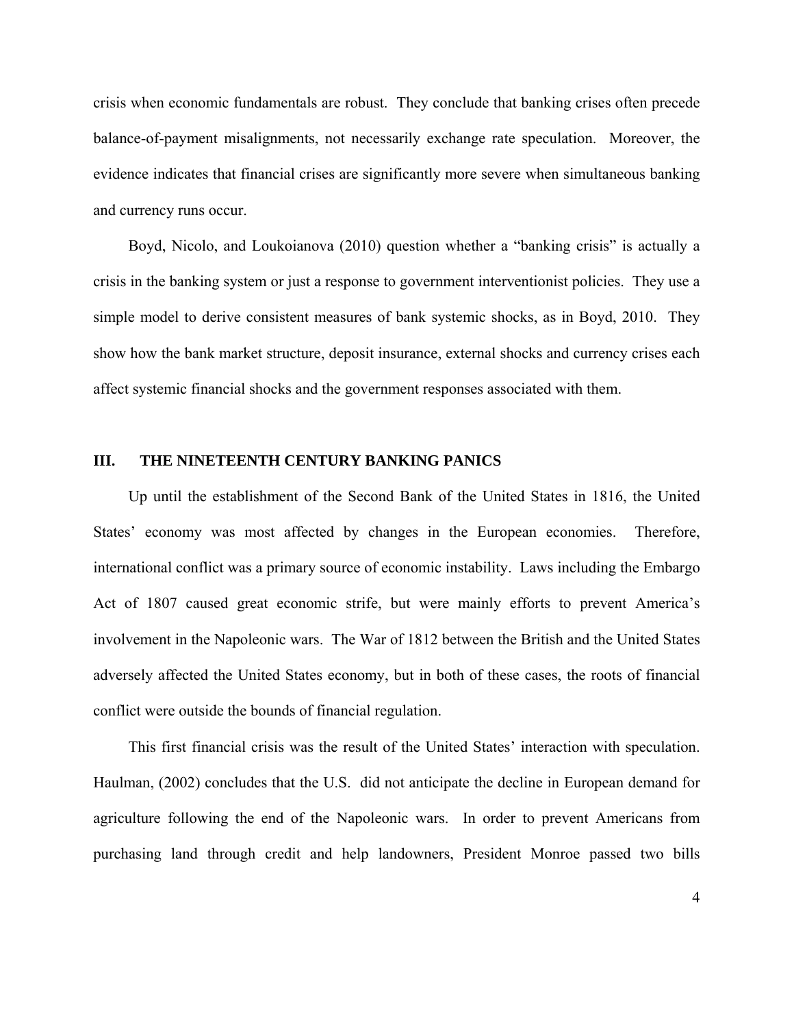crisis when economic fundamentals are robust. They conclude that banking crises often precede balance-of-payment misalignments, not necessarily exchange rate speculation. Moreover, the evidence indicates that financial crises are significantly more severe when simultaneous banking and currency runs occur.

Boyd, Nicolo, and Loukoianova (2010) question whether a "banking crisis" is actually a crisis in the banking system or just a response to government interventionist policies. They use a simple model to derive consistent measures of bank systemic shocks, as in Boyd, 2010. They show how the bank market structure, deposit insurance, external shocks and currency crises each affect systemic financial shocks and the government responses associated with them.

## III. THE NINETEENTH CENTURY BANKING PANICS

Up until the establishment of the Second Bank of the United States in 1816, the United States' economy was most affected by changes in the European economies. Therefore, international conflict was a primary source of economic instability. Laws including the Embargo Act of 1807 caused great economic strife, but were mainly efforts to prevent America's involvement in the Napoleonic wars. The War of 1812 between the British and the United States adversely affected the United States economy, but in both of these cases, the roots of financial conflict were outside the bounds of financial regulation.

This first financial crisis was the result of the United States' interaction with speculation. Haulman, (2002) concludes that the U.S. did not anticipate the decline in European demand for agriculture following the end of the Napoleonic wars. In order to prevent Americans from purchasing land through credit and help landowners, President Monroe passed two bills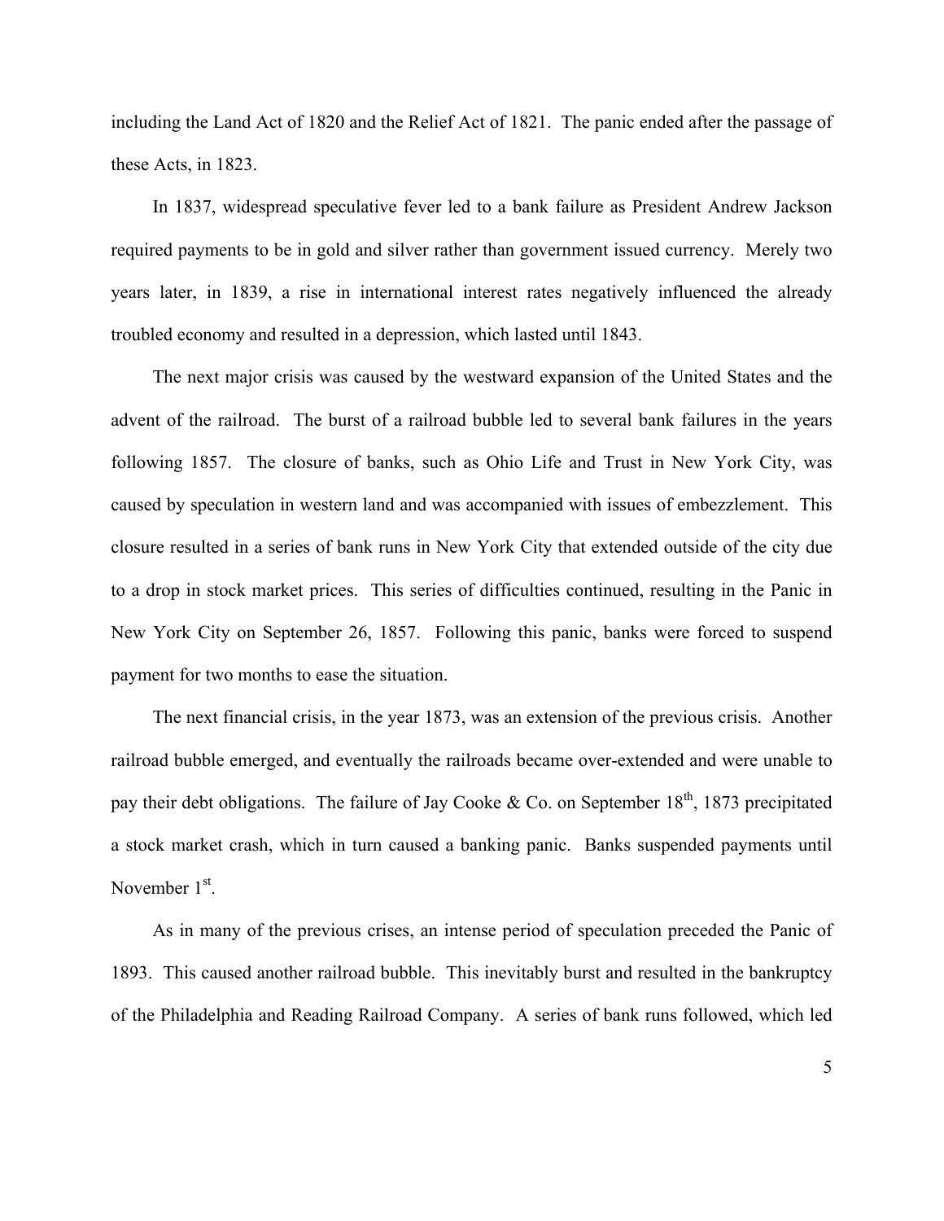including the Land Act of 1820 and the Relief Act of 1821. The panic ended after the passage of these Acts, in 1823.

In 1837, widespread speculative fever led to a bank failure as President Andrew Jackson required payments to be in gold and silver rather than government issued currency. Merely two years later, in 1839, a rise in international interest rates negatively influenced the already troubled economy and resulted in a depression, which lasted until 1843.

The next major crisis was caused by the westward expansion of the United States and the advent of the railroad. The burst of a railroad bubble led to several bank failures in the years following 1857. The closure of banks, such as Ohio Life and Trust in New York City, was caused by speculation in western land and was accompanied with issues of embezzlement. This closure resulted in a series of bank runs in New York City that extended outside of the city due to a drop in stock market prices. This series of difficulties continued, resulting in the Panic in New York City on September 26, 1857. Following this panic, banks were forced to suspend payment for two months to ease the situation.

The next financial crisis, in the year 1873, was an extension of the previous crisis. Another railroad bubble emerged, and eventually the railroads became over-extended and were unable to pay their debt obligations. The failure of Jay Cooke & Co. on September 18th, 1873 precipitated a stock market crash, which in turn caused a banking panic. Banks suspended payments until November 1st.

As in many of the previous crises, an intense period of speculation preceded the Panic of 1893. This caused another railroad bubble. This inevitably burst and resulted in the bankruptcy of the Philadelphia and Reading Railroad Company. A series of bank runs followed, which led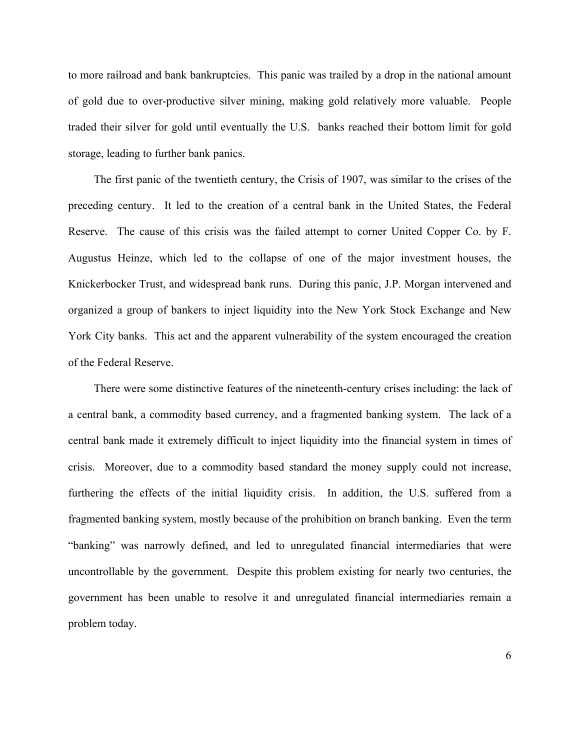to more railroad and bank bankruptcies. This panic was trailed by a drop in the national amount of gold due to over-productive silver mining, making gold relatively more valuable. People traded their silver for gold until eventually the U.S. banks reached their bottom limit for gold storage, leading to further bank panics.

The first panic of the twentieth century, the Crisis of 1907, was similar to the crises of the preceding century. It led to the creation of a central bank in the United States, the Federal Reserve. The cause of this crisis was the failed attempt to corner United Copper Co. by F. Augustus Heinze, which led to the collapse of one of the major investment houses, the Knickerbocker Trust, and widespread bank runs. During this panic, J.P. Morgan intervened and organized a group of bankers to inject liquidity into the New York Stock Exchange and New York City banks. This act and the apparent vulnerability of the system encouraged the creation of the Federal Reserve.

There were some distinctive features of the nineteenth-century crises including: the lack of a central bank, a commodity based currency, and a fragmented banking system. The lack of a central bank made it extremely difficult to inject liquidity into the financial system in times of crisis. Moreover, due to a commodity based standard the money supply could not increase, furthering the effects of the initial liquidity crisis. In addition, the U.S. suffered from a fragmented banking system, mostly because of the prohibition on branch banking. Even the term "banking" was narrowly defined, and led to unregulated financial intermediaries that were uncontrollable by the government. Despite this problem existing for nearly two centuries, the government has been unable to resolve it and unregulated financial intermediaries remain a problem today.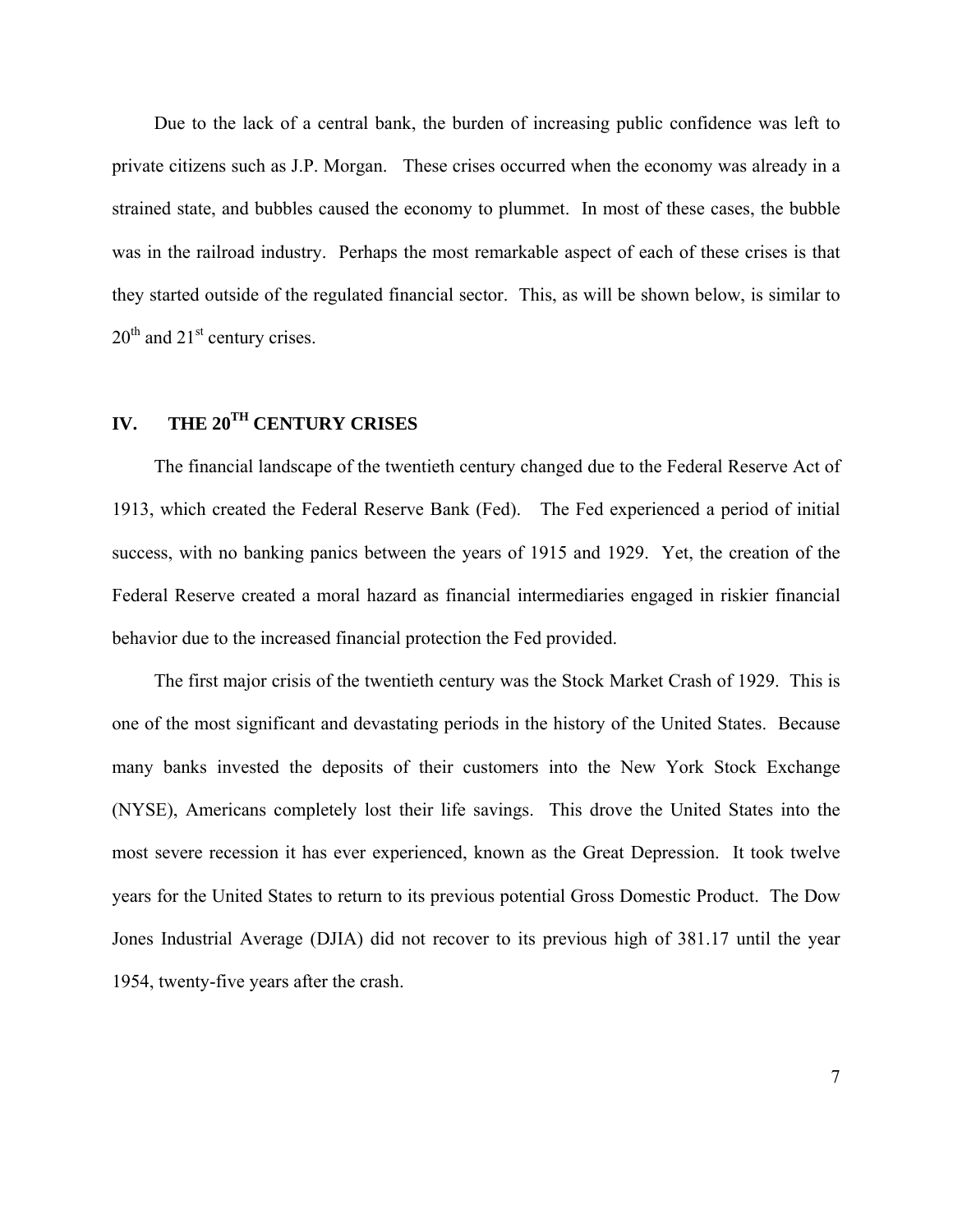Due to the lack of a central bank, the burden of increasing public confidence was left to private citizens such as J.P. Morgan. These crises occurred when the economy was already in a strained state, and bubbles caused the economy to plummet. In most of these cases, the bubble was in the railroad industry. Perhaps the most remarkable aspect of each of these crises is that they started outside of the regulated financial sector. This, as will be shown below, is similar to 20th and 21st century crises.

## IV. THE 20TH CENTURY CRISES

The financial landscape of the twentieth century changed due to the Federal Reserve Act of 1913, which created the Federal Reserve Bank (Fed). The Fed experienced a period of initial success, with no banking panics between the years of 1915 and 1929. Yet, the creation of the Federal Reserve created a moral hazard as financial intermediaries engaged in riskier financial behavior due to the increased financial protection the Fed provided.

The first major crisis of the twentieth century was the Stock Market Crash of 1929. This is one of the most significant and devastating periods in the history of the United States. Because many banks invested the deposits of their customers into the New York Stock Exchange (NYSE), Americans completely lost their life savings. This drove the United States into the most severe recession it has ever experienced, known as the Great Depression. It took twelve years for the United States to return to its previous potential Gross Domestic Product. The Dow Jones Industrial Average (DJIA) did not recover to its previous high of 381.17 until the year 1954, twenty-five years after the crash.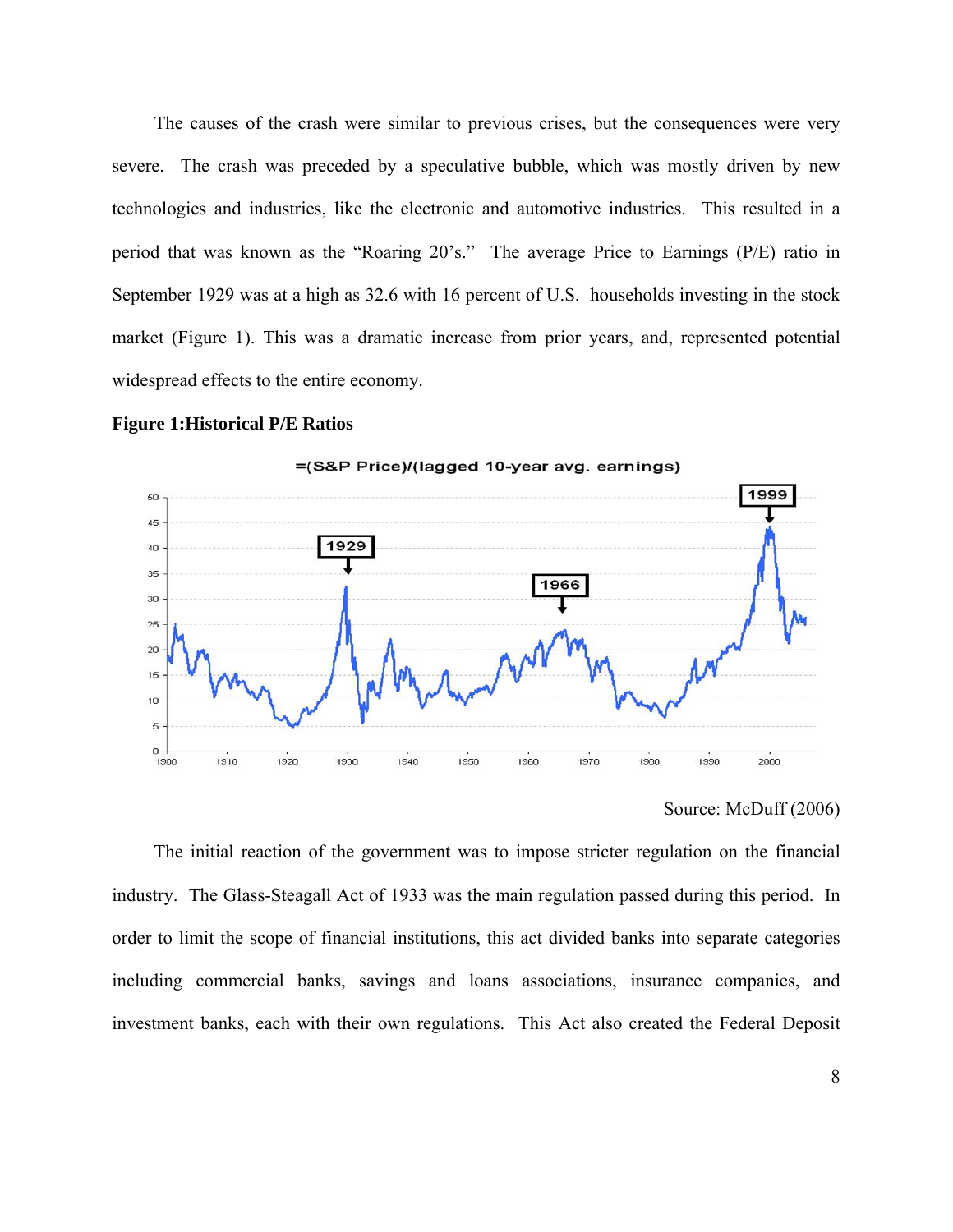The causes of the crash were similar to previous crises, but the consequences were very severe. The crash was preceded by a speculative bubble, which was mostly driven by new technologies and industries, like the electronic and automotive industries. This resulted in a period that was known as the "Roaring 20's." The average Price to Earnings (P/E) ratio in September 1929 was at a high as 32.6 with 16 percent of U.S. households investing in the stock market (Figure 1). This was a dramatic increase from prior years, and, represented potential widespread effects to the entire economy.

**Figure 1:Historical P/E Ratios**

Source: McDuff (2006)

The initial reaction of the government was to impose stricter regulation on the financial industry. The Glass-Steagall Act of 1933 was the main regulation passed during this period. In order to limit the scope of financial institutions, this act divided banks into separate categories including commercial banks, savings and loans associations, insurance companies, and investment banks, each with their own regulations. This Act also created the Federal Deposit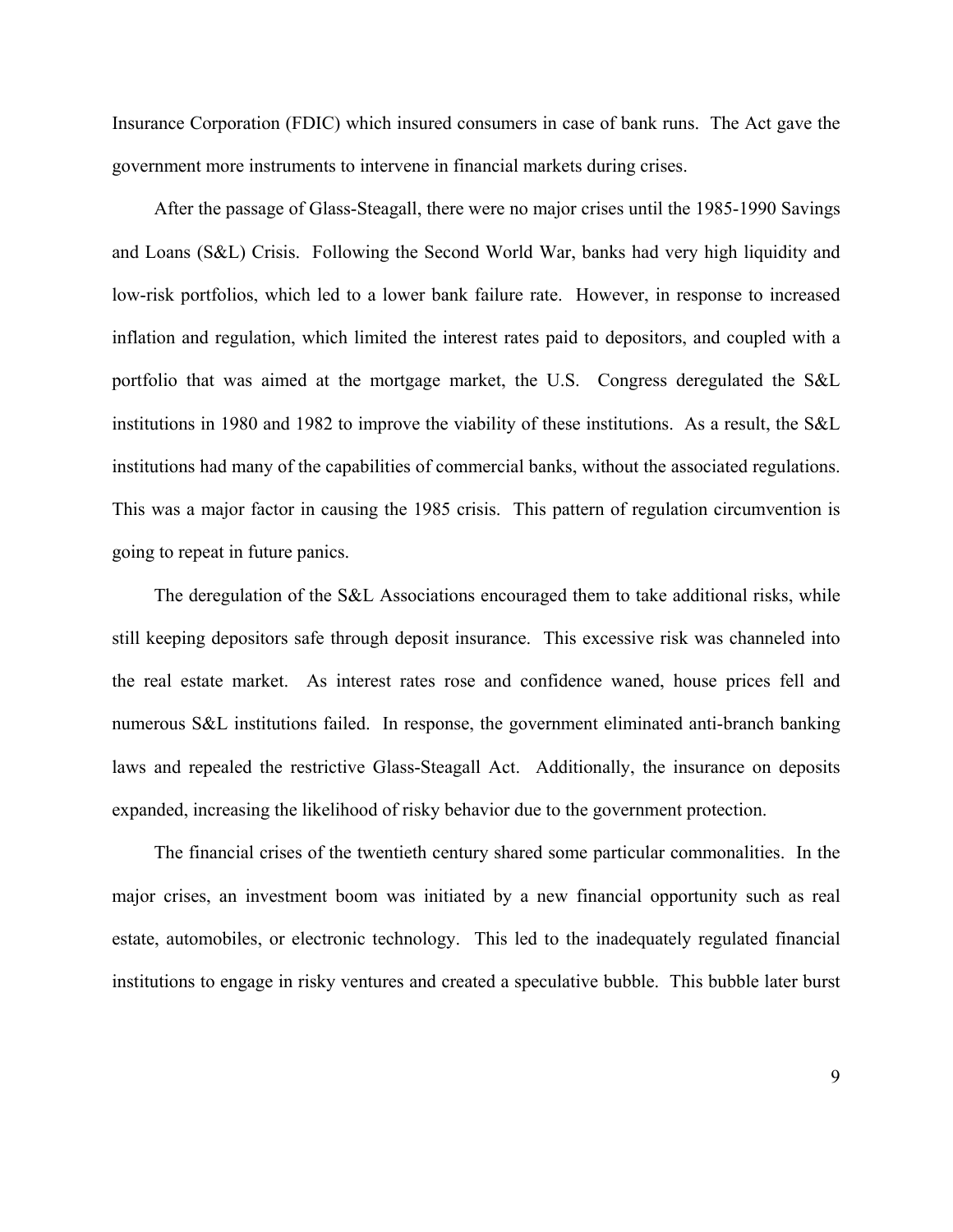Insurance Corporation (FDIC) which insured consumers in case of bank runs. The Act gave the government more instruments to intervene in financial markets during crises.

After the passage of Glass-Steagall, there were no major crises until the 1985-1990 Savings and Loans (S&L) Crisis. Following the Second World War, banks had very high liquidity and low-risk portfolios, which led to a lower bank failure rate. However, in response to increased inflation and regulation, which limited the interest rates paid to depositors, and coupled with a portfolio that was aimed at the mortgage market, the U.S. Congress deregulated the S&L institutions in 1980 and 1982 to improve the viability of these institutions. As a result, the S&L institutions had many of the capabilities of commercial banks, without the associated regulations. This was a major factor in causing the 1985 crisis. This pattern of regulation circumvention is going to repeat in future panics.

The deregulation of the S&L Associations encouraged them to take additional risks, while still keeping depositors safe through deposit insurance. This excessive risk was channeled into the real estate market. As interest rates rose and confidence waned, house prices fell and numerous S&L institutions failed. In response, the government eliminated anti-branch banking laws and repealed the restrictive Glass-Steagall Act. Additionally, the insurance on deposits expanded, increasing the likelihood of risky behavior due to the government protection.

The financial crises of the twentieth century shared some particular commonalities. In the major crises, an investment boom was initiated by a new financial opportunity such as real estate, automobiles, or electronic technology. This led to the inadequately regulated financial institutions to engage in risky ventures and created a speculative bubble. This bubble later burst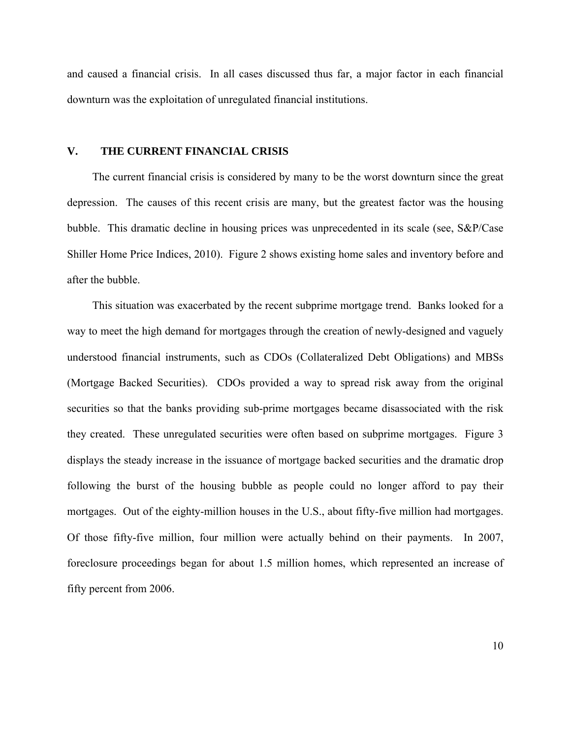and caused a financial crisis. In all cases discussed thus far, a major factor in each financial downturn was the exploitation of unregulated financial institutions.

## V. THE CURRENT FINANCIAL CRISIS

The current financial crisis is considered by many to be the worst downturn since the great depression. The causes of this recent crisis are many, but the greatest factor was the housing bubble. This dramatic decline in housing prices was unprecedented in its scale (see, S&P/Case Shiller Home Price Indices, 2010). Figure 2 shows existing home sales and inventory before and after the bubble.

This situation was exacerbated by the recent subprime mortgage trend. Banks looked for a way to meet the high demand for mortgages through the creation of newly-designed and vaguely understood financial instruments, such as CDOs (Collateralized Debt Obligations) and MBSs (Mortgage Backed Securities). CDOs provided a way to spread risk away from the original securities so that the banks providing sub-prime mortgages became disassociated with the risk they created. These unregulated securities were often based on subprime mortgages. Figure 3 displays the steady increase in the issuance of mortgage backed securities and the dramatic drop following the burst of the housing bubble as people could no longer afford to pay their mortgages. Out of the eighty-million houses in the U.S., about fifty-five million had mortgages. Of those fifty-five million, four million were actually behind on their payments. In 2007, foreclosure proceedings began for about 1.5 million homes, which represented an increase of fifty percent from 2006.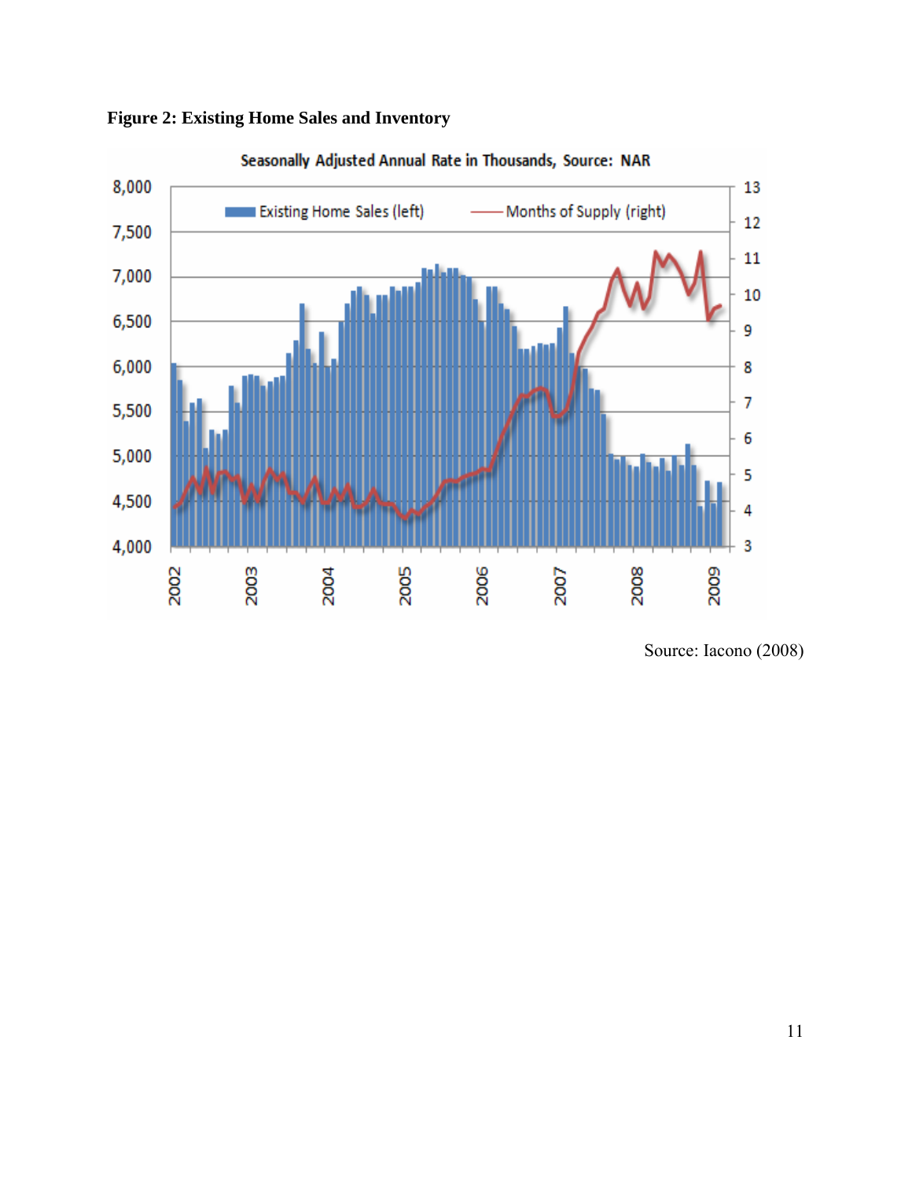**Figure 2: Existing Home Sales and Inventory**

Source: Iacono (2008)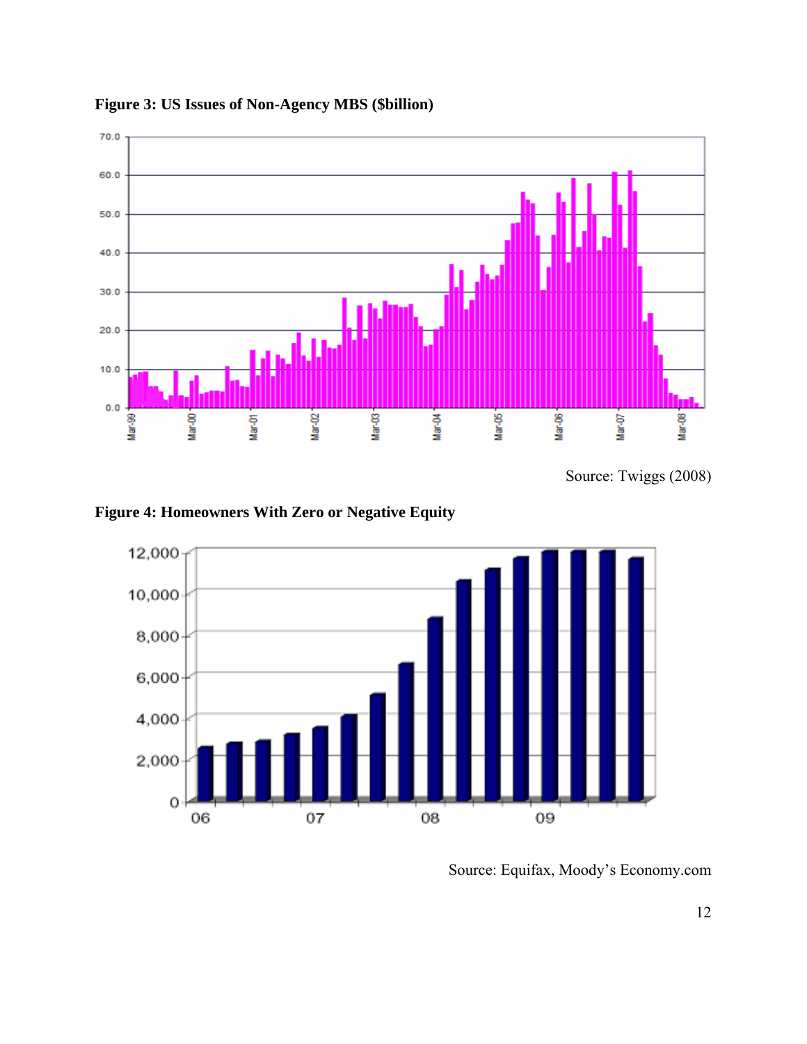**Figure 3: US Issues of Non-Agency MBS ($billion)**

Source: Twiggs (2008)

**Figure 4: Homeowners With Zero or Negative Equity**

Source: Equifax, Moody's Economy.com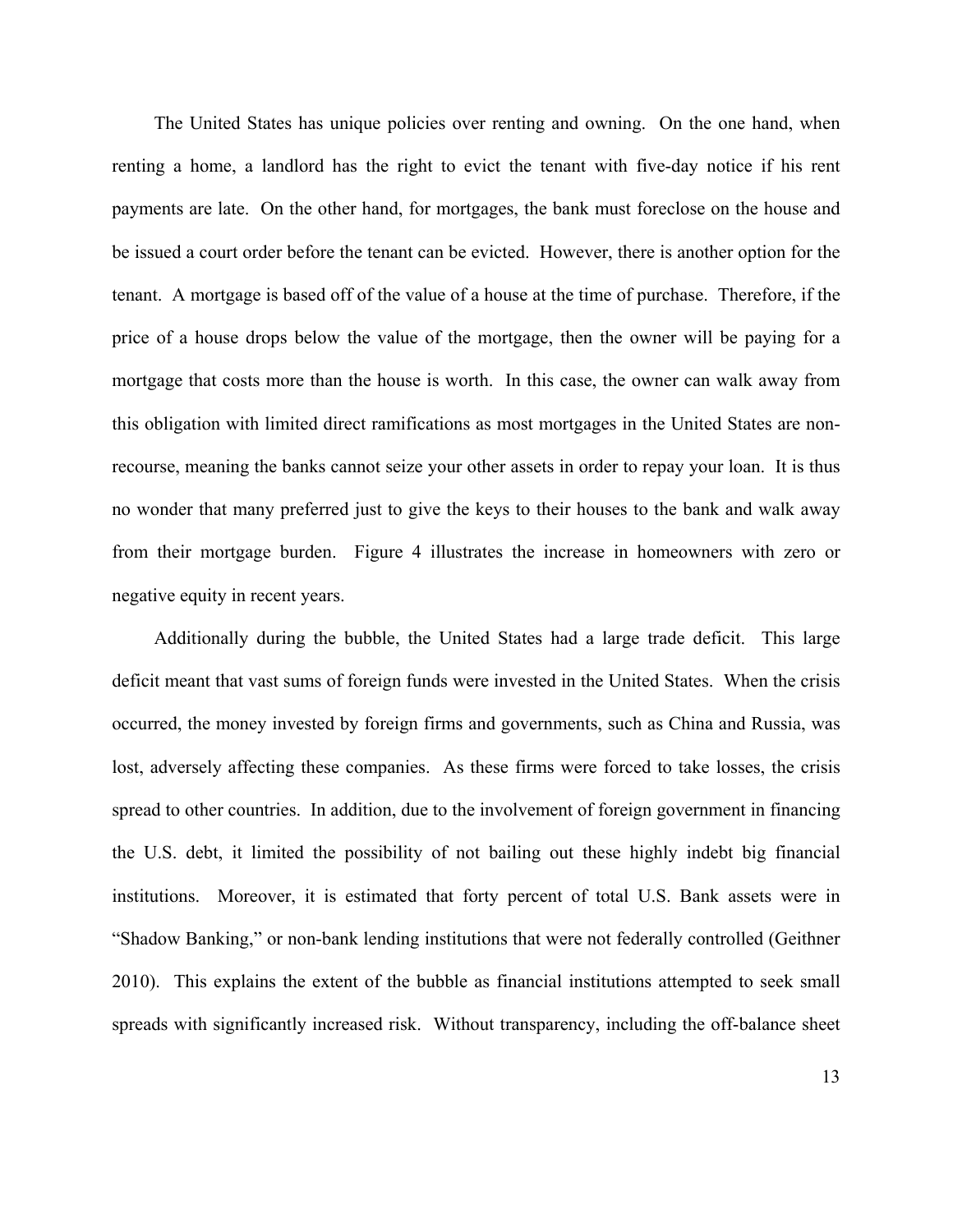The United States has unique policies over renting and owning. On the one hand, when renting a home, a landlord has the right to evict the tenant with five-day notice if his rent payments are late. On the other hand, for mortgages, the bank must foreclose on the house and be issued a court order before the tenant can be evicted. However, there is another option for the tenant. A mortgage is based off of the value of a house at the time of purchase. Therefore, if the price of a house drops below the value of the mortgage, then the owner will be paying for a mortgage that costs more than the house is worth. In this case, the owner can walk away from this obligation with limited direct ramifications as most mortgages in the United States are non-recourse, meaning the banks cannot seize your other assets in order to repay your loan. It is thus no wonder that many preferred just to give the keys to their houses to the bank and walk away from their mortgage burden. Figure 4 illustrates the increase in homeowners with zero or negative equity in recent years.

Additionally during the bubble, the United States had a large trade deficit. This large deficit meant that vast sums of foreign funds were invested in the United States. When the crisis occurred, the money invested by foreign firms and governments, such as China and Russia, was lost, adversely affecting these companies. As these firms were forced to take losses, the crisis spread to other countries. In addition, due to the involvement of foreign government in financing the U.S. debt, it limited the possibility of not bailing out these highly indebt big financial institutions. Moreover, it is estimated that forty percent of total U.S. Bank assets were in "Shadow Banking," or non-bank lending institutions that were not federally controlled (Geithner 2010). This explains the extent of the bubble as financial institutions attempted to seek small spreads with significantly increased risk. Without transparency, including the off-balance sheet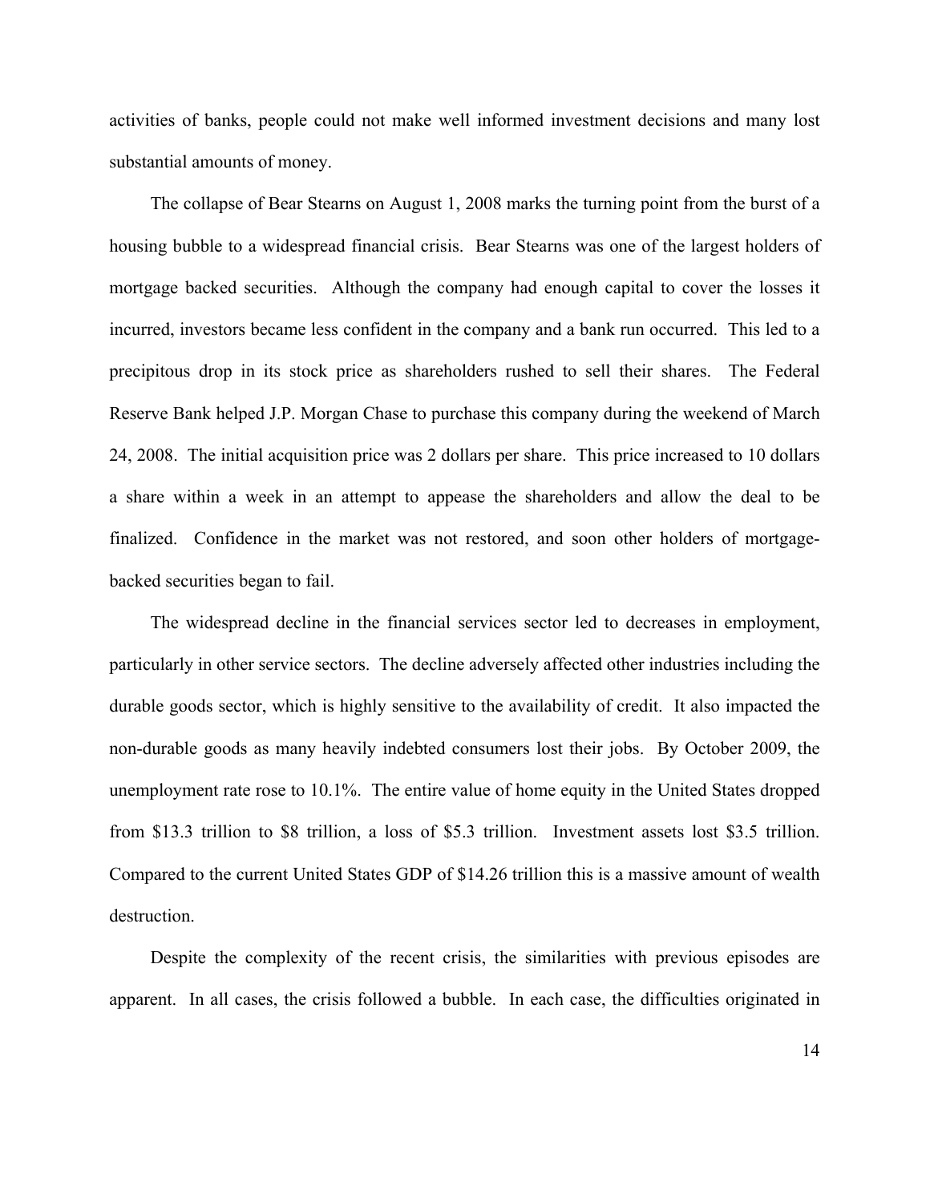activities of banks, people could not make well informed investment decisions and many lost substantial amounts of money.

The collapse of Bear Stearns on August 1, 2008 marks the turning point from the burst of a housing bubble to a widespread financial crisis. Bear Stearns was one of the largest holders of mortgage backed securities. Although the company had enough capital to cover the losses it incurred, investors became less confident in the company and a bank run occurred. This led to a precipitous drop in its stock price as shareholders rushed to sell their shares. The Federal Reserve Bank helped J.P. Morgan Chase to purchase this company during the weekend of March 24, 2008. The initial acquisition price was 2 dollars per share. This price increased to 10 dollars a share within a week in an attempt to appease the shareholders and allow the deal to be finalized. Confidence in the market was not restored, and soon other holders of mortgage-backed securities began to fail.

The widespread decline in the financial services sector led to decreases in employment, particularly in other service sectors. The decline adversely affected other industries including the durable goods sector, which is highly sensitive to the availability of credit. It also impacted the non-durable goods as many heavily indebted consumers lost their jobs. By October 2009, the unemployment rate rose to 10.1%. The entire value of home equity in the United States dropped from $13.3 trillion to $8 trillion, a loss of $5.3 trillion. Investment assets lost $3.5 trillion. Compared to the current United States GDP of $14.26 trillion this is a massive amount of wealth destruction.

Despite the complexity of the recent crisis, the similarities with previous episodes are apparent. In all cases, the crisis followed a bubble. In each case, the difficulties originated in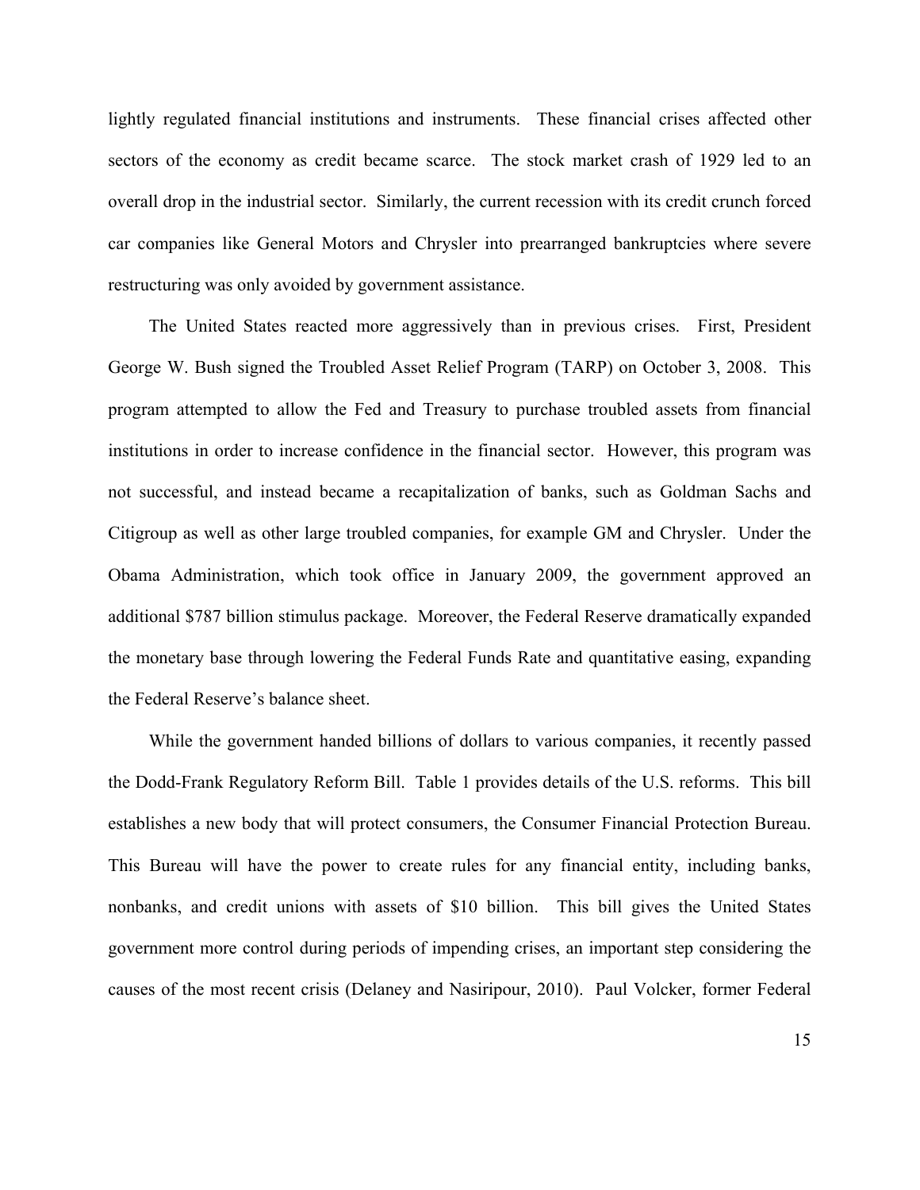lightly regulated financial institutions and instruments. These financial crises affected other sectors of the economy as credit became scarce. The stock market crash of 1929 led to an overall drop in the industrial sector. Similarly, the current recession with its credit crunch forced car companies like General Motors and Chrysler into prearranged bankruptcies where severe restructuring was only avoided by government assistance.

The United States reacted more aggressively than in previous crises. First, President George W. Bush signed the Troubled Asset Relief Program (TARP) on October 3, 2008. This program attempted to allow the Fed and Treasury to purchase troubled assets from financial institutions in order to increase confidence in the financial sector. However, this program was not successful, and instead became a recapitalization of banks, such as Goldman Sachs and Citigroup as well as other large troubled companies, for example GM and Chrysler. Under the Obama Administration, which took office in January 2009, the government approved an additional $787 billion stimulus package. Moreover, the Federal Reserve dramatically expanded the monetary base through lowering the Federal Funds Rate and quantitative easing, expanding the Federal Reserve's balance sheet.

While the government handed billions of dollars to various companies, it recently passed the Dodd-Frank Regulatory Reform Bill. Table 1 provides details of the U.S. reforms. This bill establishes a new body that will protect consumers, the Consumer Financial Protection Bureau. This Bureau will have the power to create rules for any financial entity, including banks, nonbanks, and credit unions with assets of $10 billion. This bill gives the United States government more control during periods of impending crises, an important step considering the causes of the most recent crisis (Delaney and Nasiripour, 2010). Paul Volcker, former Federal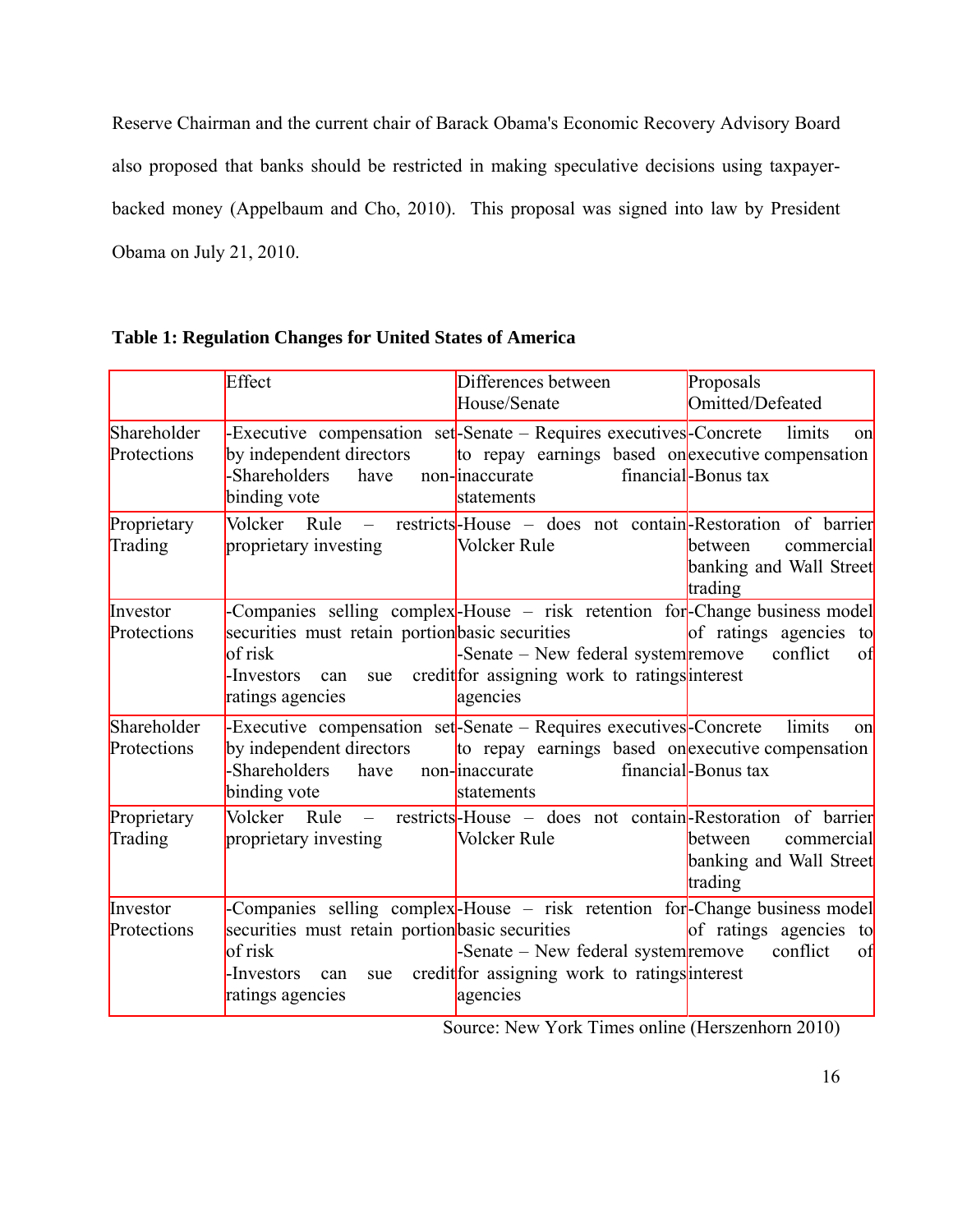Reserve Chairman and the current chair of Barack Obama's Economic Recovery Advisory Board also proposed that banks should be restricted in making speculative decisions using taxpayer-backed money (Appelbaum and Cho, 2010). This proposal was signed into law by President Obama on July 21, 2010.

**Table 1: Regulation Changes for United States of America**

| | Effect | Differences between House/Senate | Proposals Omitted/Defeated |
|---|---|---|---|
| Shareholder Protections | -Executive compensation set by independent directors<br>-Shareholders have non-binding vote | -Senate – Requires executives to repay earnings based on inaccurate financial statements | -Concrete limits on executive compensation<br>-Bonus tax |
| Proprietary Trading | Volcker Rule – restricts proprietary investing | -House – does not contain Volcker Rule | -Restoration of barrier between commercial banking and Wall Street trading |
| Investor Protections | -Companies selling complex securities must retain portion of risk<br>-Investors can sue credit ratings agencies | -House – risk retention for basic securities<br>-Senate – New federal system for assigning work to ratings agencies | -Change business model of ratings agencies to remove conflict of interest |
| Shareholder Protections | -Executive compensation set by independent directors<br>-Shareholders have non-binding vote | -Senate – Requires executives to repay earnings based on inaccurate financial statements | -Concrete limits on executive compensation<br>-Bonus tax |
| Proprietary Trading | Volcker Rule – restricts proprietary investing | -House – does not contain Volcker Rule | -Restoration of barrier between commercial banking and Wall Street trading |
| Investor Protections | -Companies selling complex securities must retain portion of risk<br>-Investors can sue credit ratings agencies | -House – risk retention for basic securities<br>-Senate – New federal system for assigning work to ratings agencies | -Change business model of ratings agencies to remove conflict of interest |

Source: New York Times online (Herszenhorn 2010)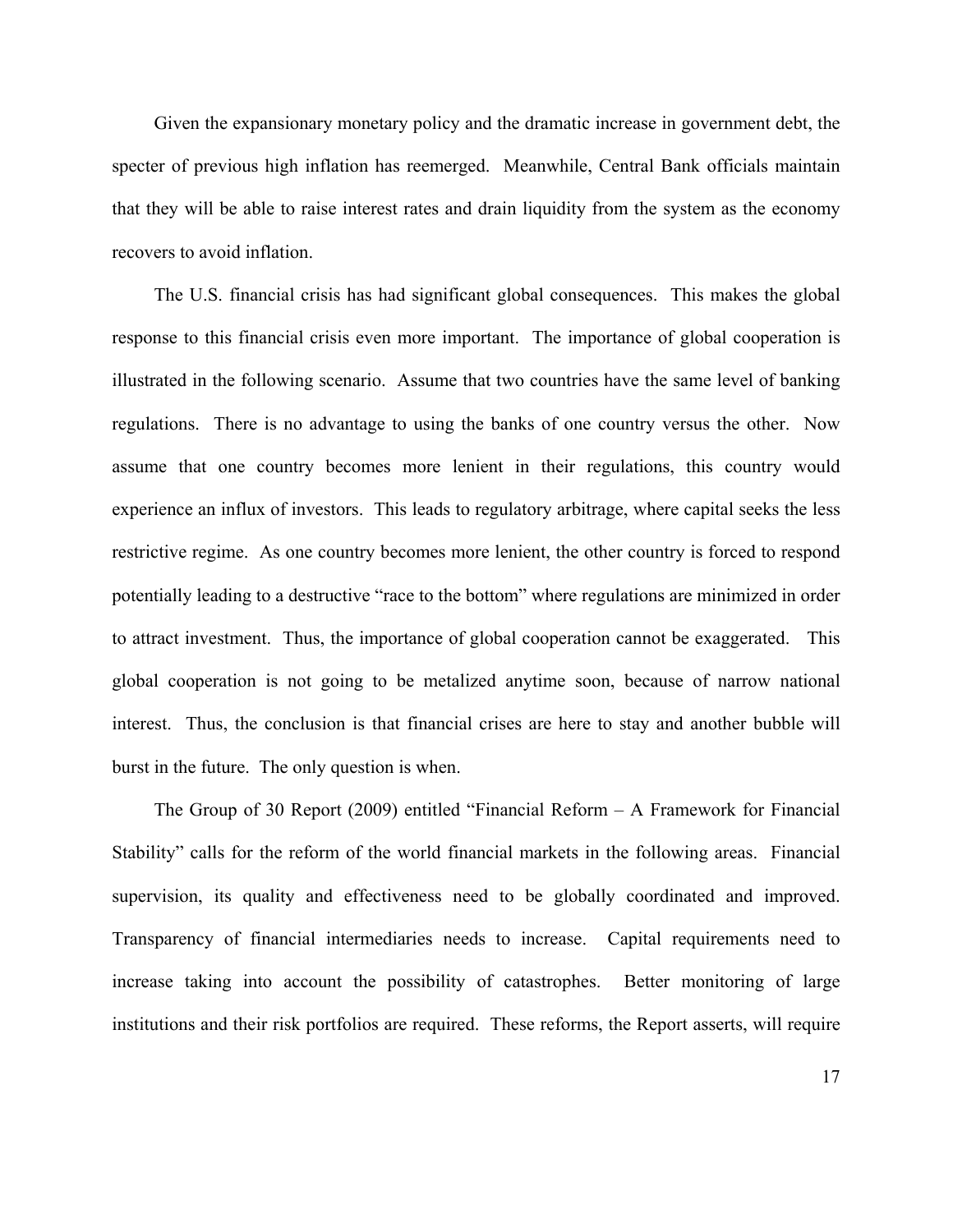Given the expansionary monetary policy and the dramatic increase in government debt, the specter of previous high inflation has reemerged. Meanwhile, Central Bank officials maintain that they will be able to raise interest rates and drain liquidity from the system as the economy recovers to avoid inflation.

The U.S. financial crisis has had significant global consequences. This makes the global response to this financial crisis even more important. The importance of global cooperation is illustrated in the following scenario. Assume that two countries have the same level of banking regulations. There is no advantage to using the banks of one country versus the other. Now assume that one country becomes more lenient in their regulations, this country would experience an influx of investors. This leads to regulatory arbitrage, where capital seeks the less restrictive regime. As one country becomes more lenient, the other country is forced to respond potentially leading to a destructive "race to the bottom" where regulations are minimized in order to attract investment. Thus, the importance of global cooperation cannot be exaggerated. This global cooperation is not going to be metalized anytime soon, because of narrow national interest. Thus, the conclusion is that financial crises are here to stay and another bubble will burst in the future. The only question is when.

The Group of 30 Report (2009) entitled "Financial Reform – A Framework for Financial Stability" calls for the reform of the world financial markets in the following areas. Financial supervision, its quality and effectiveness need to be globally coordinated and improved. Transparency of financial intermediaries needs to increase. Capital requirements need to increase taking into account the possibility of catastrophes. Better monitoring of large institutions and their risk portfolios are required. These reforms, the Report asserts, will require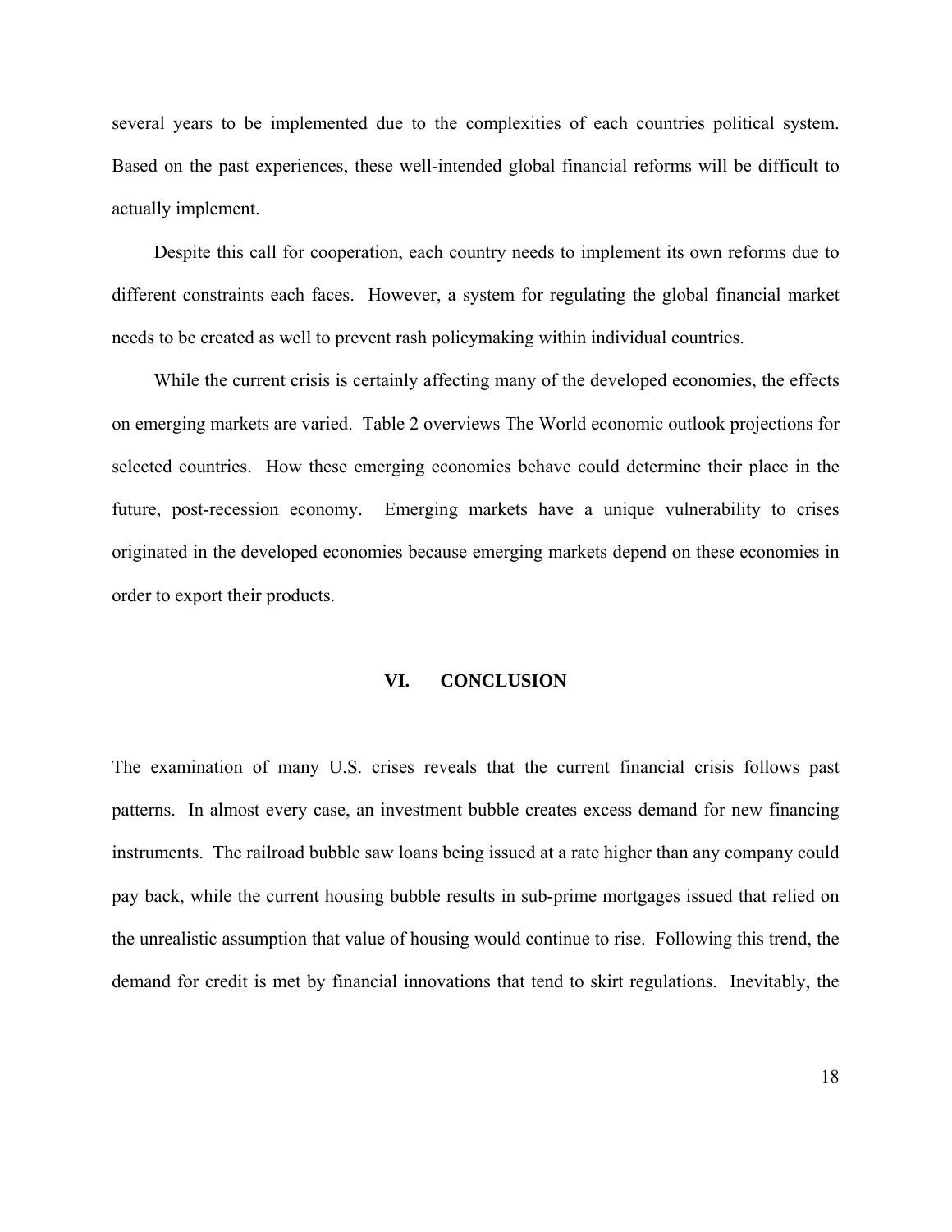several years to be implemented due to the complexities of each countries political system. Based on the past experiences, these well-intended global financial reforms will be difficult to actually implement.

Despite this call for cooperation, each country needs to implement its own reforms due to different constraints each faces. However, a system for regulating the global financial market needs to be created as well to prevent rash policymaking within individual countries.

While the current crisis is certainly affecting many of the developed economies, the effects on emerging markets are varied. Table 2 overviews The World economic outlook projections for selected countries. How these emerging economies behave could determine their place in the future, post-recession economy. Emerging markets have a unique vulnerability to crises originated in the developed economies because emerging markets depend on these economies in order to export their products.

## VI. CONCLUSION

The examination of many U.S. crises reveals that the current financial crisis follows past patterns. In almost every case, an investment bubble creates excess demand for new financing instruments. The railroad bubble saw loans being issued at a rate higher than any company could pay back, while the current housing bubble results in sub-prime mortgages issued that relied on the unrealistic assumption that value of housing would continue to rise. Following this trend, the demand for credit is met by financial innovations that tend to skirt regulations. Inevitably, the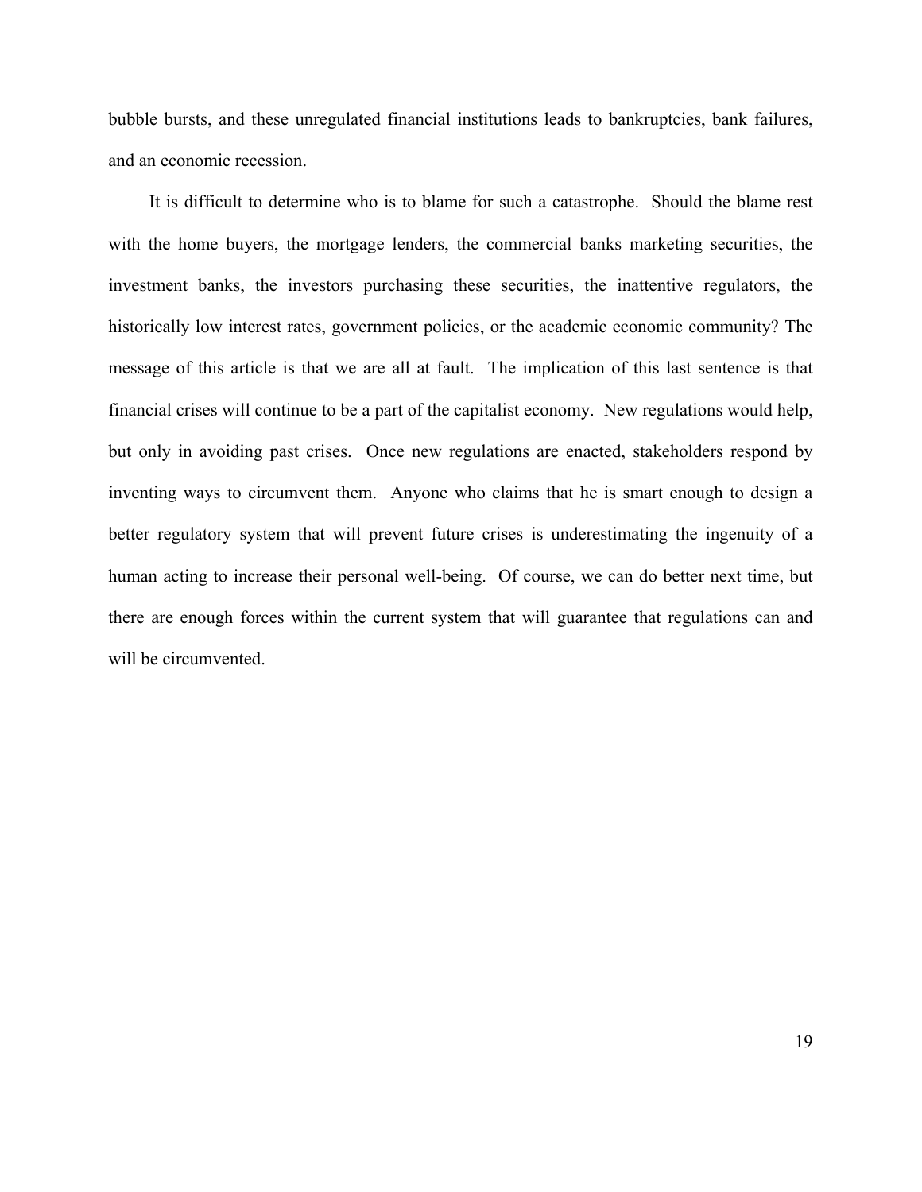bubble bursts, and these unregulated financial institutions leads to bankruptcies, bank failures, and an economic recession.

It is difficult to determine who is to blame for such a catastrophe. Should the blame rest with the home buyers, the mortgage lenders, the commercial banks marketing securities, the investment banks, the investors purchasing these securities, the inattentive regulators, the historically low interest rates, government policies, or the academic economic community? The message of this article is that we are all at fault. The implication of this last sentence is that financial crises will continue to be a part of the capitalist economy. New regulations would help, but only in avoiding past crises. Once new regulations are enacted, stakeholders respond by inventing ways to circumvent them. Anyone who claims that he is smart enough to design a better regulatory system that will prevent future crises is underestimating the ingenuity of a human acting to increase their personal well-being. Of course, we can do better next time, but there are enough forces within the current system that will guarantee that regulations can and will be circumvented.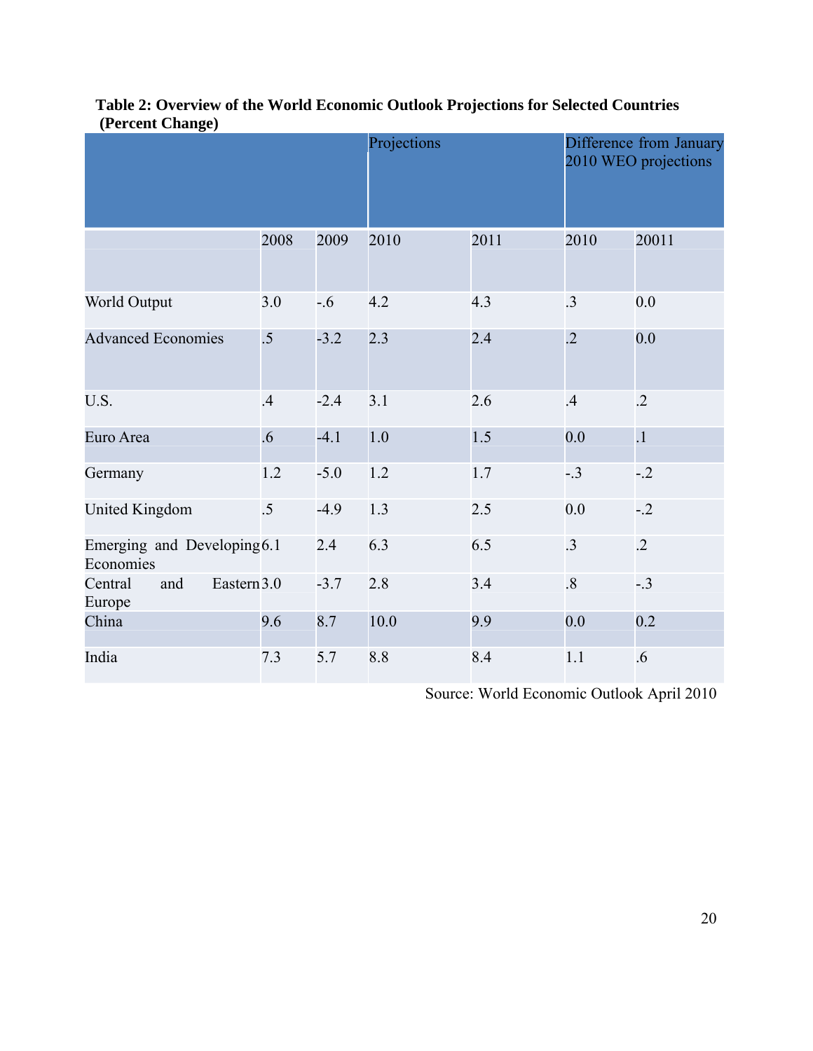**Table 2: Overview of the World Economic Outlook Projections for Selected Countries (Percent Change)**

| | | | Projections | | Difference from January 2010 WEO projections | |
|---|---|---|---|---|---|---|
| | 2008 | 2009 | 2010 | 2011 | 2010 | 20011 |
| World Output | 3.0 | -.6 | 4.2 | 4.3 | .3 | 0.0 |
| Advanced Economies | .5 | -3.2 | 2.3 | 2.4 | .2 | 0.0 |
| U.S. | .4 | -2.4 | 3.1 | 2.6 | .4 | .2 |
| Euro Area | .6 | -4.1 | 1.0 | 1.5 | 0.0 | .1 |
| Germany | 1.2 | -5.0 | 1.2 | 1.7 | -.3 | -.2 |
| United Kingdom | .5 | -4.9 | 1.3 | 2.5 | 0.0 | -.2 |
| Emerging and Developing Economies | 6.1 | 2.4 | 6.3 | 6.5 | .3 | .2 |
| Central and Eastern Europe | 3.0 | -3.7 | 2.8 | 3.4 | .8 | -.3 |
| China | 9.6 | 8.7 | 10.0 | 9.9 | 0.0 | 0.2 |
| India | 7.3 | 5.7 | 8.8 | 8.4 | 1.1 | .6 |

Source: World Economic Outlook April 2010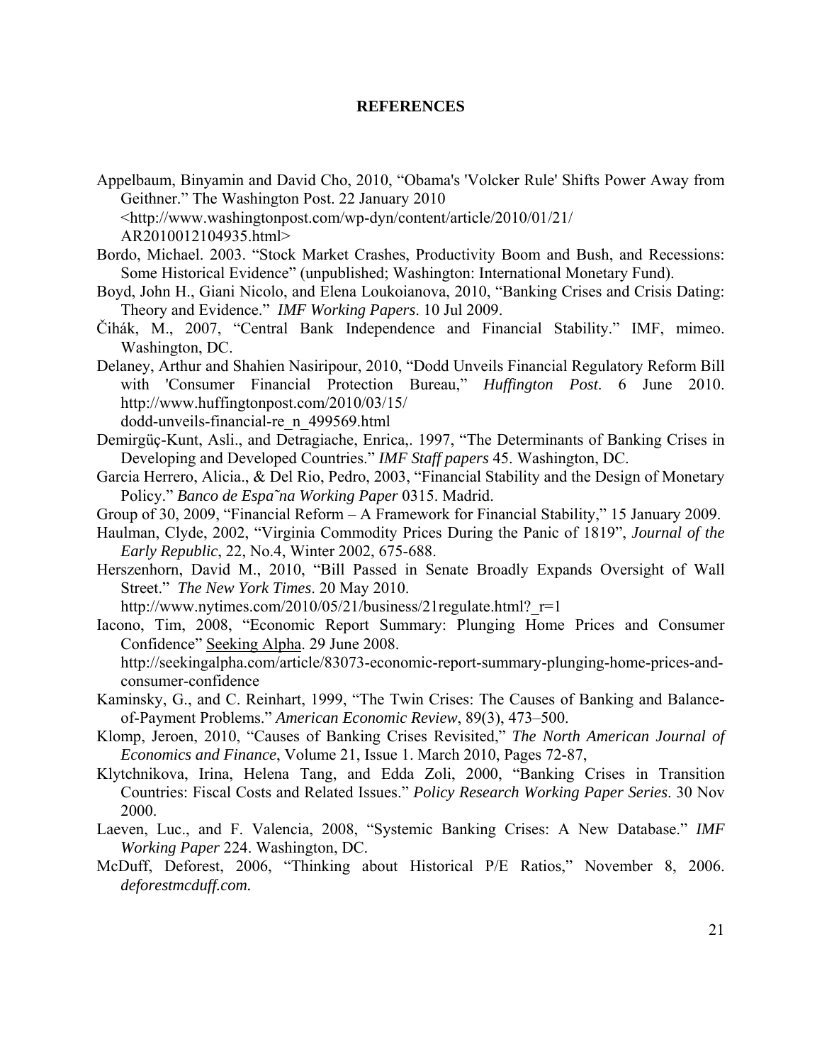# REFERENCES

Appelbaum, Binyamin and David Cho, 2010, "Obama's 'Volcker Rule' Shifts Power Away from Geithner." The Washington Post. 22 January 2010 <http://www.washingtonpost.com/wp-dyn/content/article/2010/01/21/AR2010012104935.html>

Bordo, Michael. 2003. "Stock Market Crashes, Productivity Boom and Bush, and Recessions: Some Historical Evidence" (unpublished; Washington: International Monetary Fund).

Boyd, John H., Giani Nicolo, and Elena Loukoianova, 2010, "Banking Crises and Crisis Dating: Theory and Evidence." *IMF Working Papers*. 10 Jul 2009.

Čihák, M., 2007, "Central Bank Independence and Financial Stability." IMF, mimeo. Washington, DC.

Delaney, Arthur and Shahien Nasiripour, 2010, "Dodd Unveils Financial Regulatory Reform Bill with 'Consumer Financial Protection Bureau," *Huffington Post.* 6 June 2010. http://www.huffingtonpost.com/2010/03/15/dodd-unveils-financial-re_n_499569.html

Demirgüç-Kunt, Asli., and Detragiache, Enrica,. 1997, "The Determinants of Banking Crises in Developing and Developed Countries." *IMF Staff papers* 45. Washington, DC.

Garcia Herrero, Alicia., & Del Rio, Pedro, 2003, "Financial Stability and the Design of Monetary Policy." *Banco de Espa˜na Working Paper* 0315. Madrid.

Group of 30, 2009, "Financial Reform – A Framework for Financial Stability," 15 January 2009.

Haulman, Clyde, 2002, "Virginia Commodity Prices During the Panic of 1819", *Journal of the Early Republic*, 22, No.4, Winter 2002, 675-688.

Herszenhorn, David M., 2010, "Bill Passed in Senate Broadly Expands Oversight of Wall Street." *The New York Times*. 20 May 2010. http://www.nytimes.com/2010/05/21/business/21regulate.html?_r=1

Iacono, Tim, 2008, "Economic Report Summary: Plunging Home Prices and Consumer Confidence" Seeking Alpha. 29 June 2008. http://seekingalpha.com/article/83073-economic-report-summary-plunging-home-prices-and-consumer-confidence

Kaminsky, G., and C. Reinhart, 1999, "The Twin Crises: The Causes of Banking and Balance-of-Payment Problems." *American Economic Review*, 89(3), 473–500.

Klomp, Jeroen, 2010, "Causes of Banking Crises Revisited," *The North American Journal of Economics and Finance*, Volume 21, Issue 1. March 2010, Pages 72-87,

Klytchnikova, Irina, Helena Tang, and Edda Zoli, 2000, "Banking Crises in Transition Countries: Fiscal Costs and Related Issues." *Policy Research Working Paper Series*. 30 Nov 2000.

Laeven, Luc., and F. Valencia, 2008, "Systemic Banking Crises: A New Database." *IMF Working Paper* 224. Washington, DC.

McDuff, Deforest, 2006, "Thinking about Historical P/E Ratios," November 8, 2006. ***deforestmcduff.com.***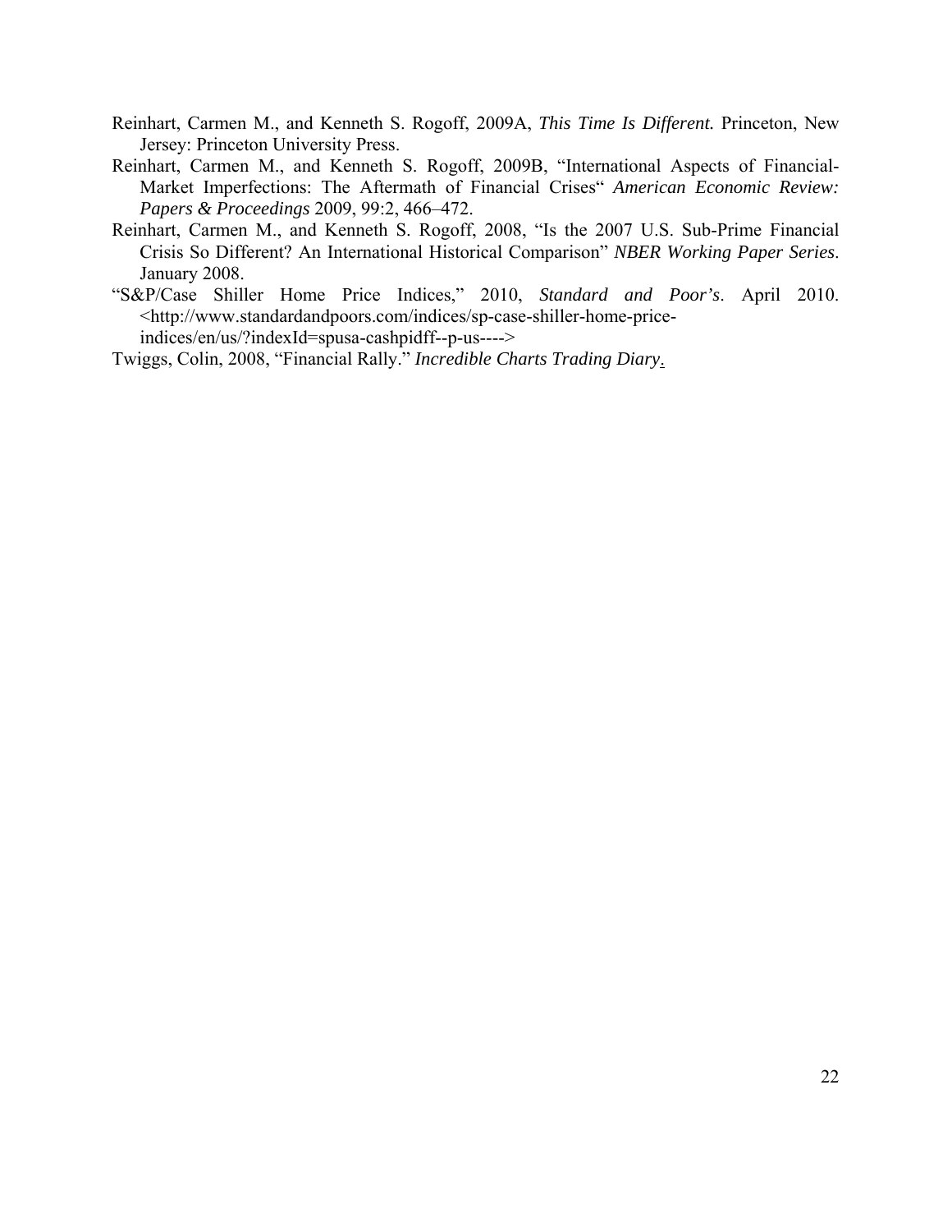Reinhart, Carmen M., and Kenneth S. Rogoff, 2009A, *This Time Is Different.* Princeton, New Jersey: Princeton University Press.

Reinhart, Carmen M., and Kenneth S. Rogoff, 2009B, "International Aspects of Financial-Market Imperfections: The Aftermath of Financial Crises" *American Economic Review: Papers & Proceedings* 2009, 99:2, 466–472.

Reinhart, Carmen M., and Kenneth S. Rogoff, 2008, "Is the 2007 U.S. Sub-Prime Financial Crisis So Different? An International Historical Comparison" *NBER Working Paper Series*. January 2008.

"S&P/Case Shiller Home Price Indices," 2010, *Standard and Poor's*. April 2010. <http://www.standardandpoors.com/indices/sp-case-shiller-home-price-indices/en/us/?indexId=spusa-cashpidff--p-us---->

Twiggs, Colin, 2008, "Financial Rally." *Incredible Charts Trading Diary*.